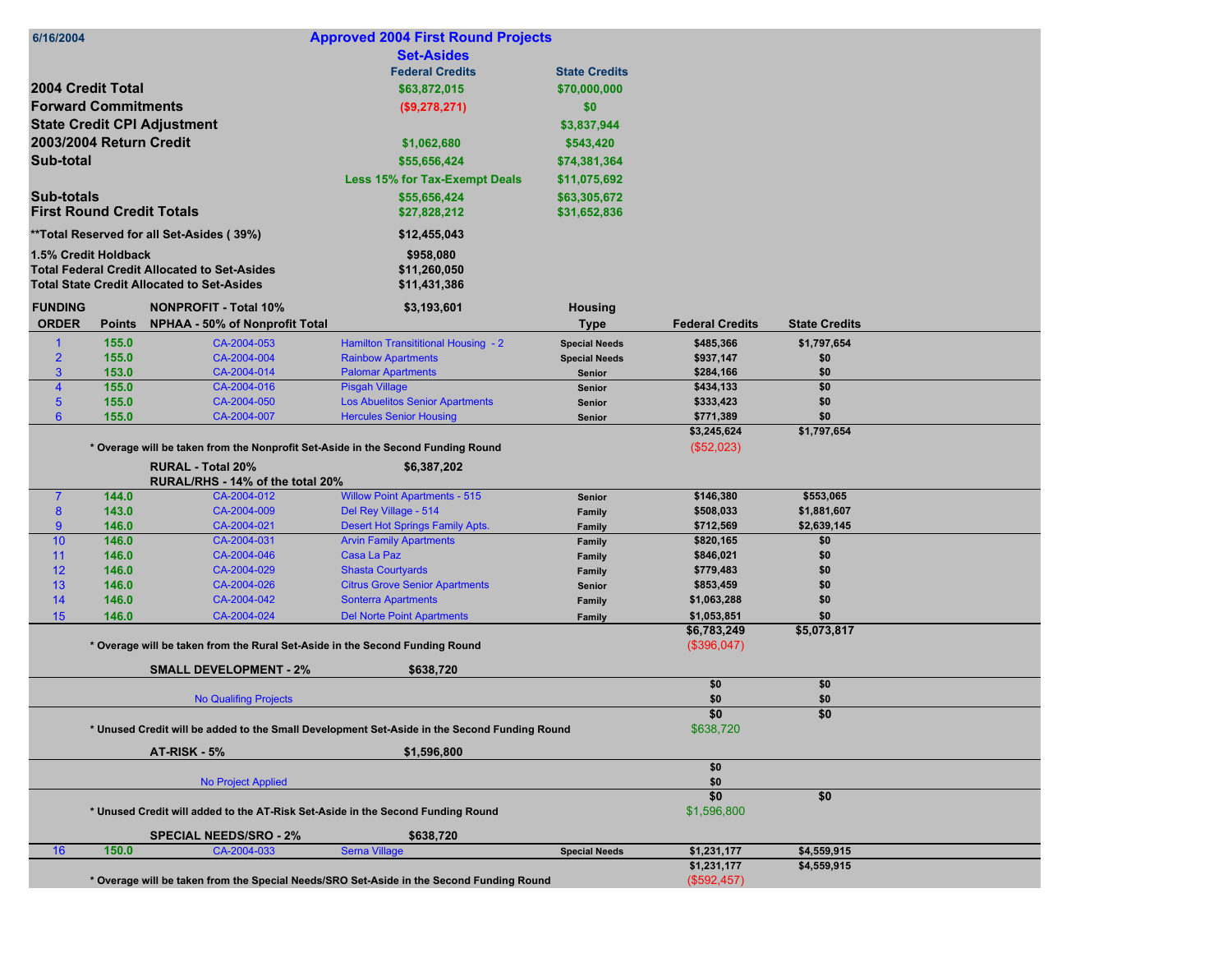6/16/2004

# Approved 2004 First Round Projects

## Set-Asides

| | Federal Credits | State Credits |
|---|---|---|
| **2004 Credit Total** | $63,872,015 | $70,000,000 |
| **Forward Commitments** | ($9,278,271) | $0 |
| **State Credit CPI Adjustment** | | $3,837,944 |
| **2003/2004 Return Credit** | $1,062,680 | $543,420 |
| **Sub-total** | $55,656,424 | $74,381,364 |
| | Less 15% for Tax-Exempt Deals | $11,075,692 |
| **Sub-totals** | $55,656,424 | $63,305,672 |
| **First Round Credit Totals** | $27,828,212 | $31,652,836 |
| **\*\*Total Reserved for all Set-Asides ( 39%)** | $12,455,043 | |
| **1.5% Credit Holdback** | $958,080 | |
| **Total Federal Credit Allocated to Set-Asides** | $11,260,050 | |
| **Total State Credit Allocated to Set-Asides** | $11,431,386 | |

| FUNDING ORDER | Points | | | Housing Type | Federal Credits | State Credits |
|---|---|---|---|---|---|---|
| | | **NONPROFIT - Total 10%** NPHAA - 50% of Nonprofit Total | $3,193,601 | | | |
| 1 | 155.0 | CA-2004-053 | Hamilton Transititional Housing - 2 | Special Needs | $485,366 | $1,797,654 |
| 2 | 155.0 | CA-2004-004 | Rainbow Apartments | Special Needs | $937,147 | $0 |
| 3 | 153.0 | CA-2004-014 | Palomar Apartments | Senior | $284,166 | $0 |
| 4 | 155.0 | CA-2004-016 | Pisgah Village | Senior | $434,133 | $0 |
| 5 | 155.0 | CA-2004-050 | Los Abuelitos Senior Apartments | Senior | $333,423 | $0 |
| 6 | 155.0 | CA-2004-007 | Hercules Senior Housing | Senior | $771,389 | $0 |
| | | | | | $3,245,624 | $1,797,654 |
| | | * Overage will be taken from the Nonprofit Set-Aside in the Second Funding Round | | | ($52,023) | |
| | | **RURAL - Total 20%** RURAL/RHS - 14% of the total 20% | $6,387,202 | | | |
| 7 | 144.0 | CA-2004-012 | Willow Point Apartments - 515 | Senior | $146,380 | $553,065 |
| 8 | 143.0 | CA-2004-009 | Del Rey Village - 514 | Family | $508,033 | $1,881,607 |
| 9 | 146.0 | CA-2004-021 | Desert Hot Springs Family Apts. | Family | $712,569 | $2,639,145 |
| 10 | 146.0 | CA-2004-031 | Arvin Family Apartments | Family | $820,165 | $0 |
| 11 | 146.0 | CA-2004-046 | Casa La Paz | Family | $846,021 | $0 |
| 12 | 146.0 | CA-2004-029 | Shasta Courtyards | Family | $779,483 | $0 |
| 13 | 146.0 | CA-2004-026 | Citrus Grove Senior Apartments | Senior | $853,459 | $0 |
| 14 | 146.0 | CA-2004-042 | Sonterra Apartments | Family | $1,063,288 | $0 |
| 15 | 146.0 | CA-2004-024 | Del Norte Point Apartments | Family | $1,053,851 | $0 |
| | | | | | $6,783,249 | $5,073,817 |
| | | * Overage will be taken from the Rural Set-Aside in the Second Funding Round | | | ($396,047) | |
| | | **SMALL DEVELOPMENT - 2%** | $638,720 | | | |
| | | | | | $0 | $0 |
| | | No Qualifing Projects | | | $0 | $0 |
| | | | | | $0 | $0 |
| | | * Unused Credit will be added to the Small Development Set-Aside in the Second Funding Round | | | $638,720 | |
| | | **AT-RISK - 5%** | $1,596,800 | | | |
| | | | | | $0 | |
| | | No Project Applied | | | $0 | |
| | | | | | $0 | $0 |
| | | * Unused Credit will added to the AT-Risk Set-Aside in the Second Funding Round | | | $1,596,800 | |
| | | **SPECIAL NEEDS/SRO - 2%** | $638,720 | | | |
| 16 | 150.0 | CA-2004-033 | Serna Village | Special Needs | $1,231,177 | $4,559,915 |
| | | | | | $1,231,177 | $4,559,915 |
| | | * Overage will be taken from the Special Needs/SRO Set-Aside in the Second Funding Round | | | ($592,457) | |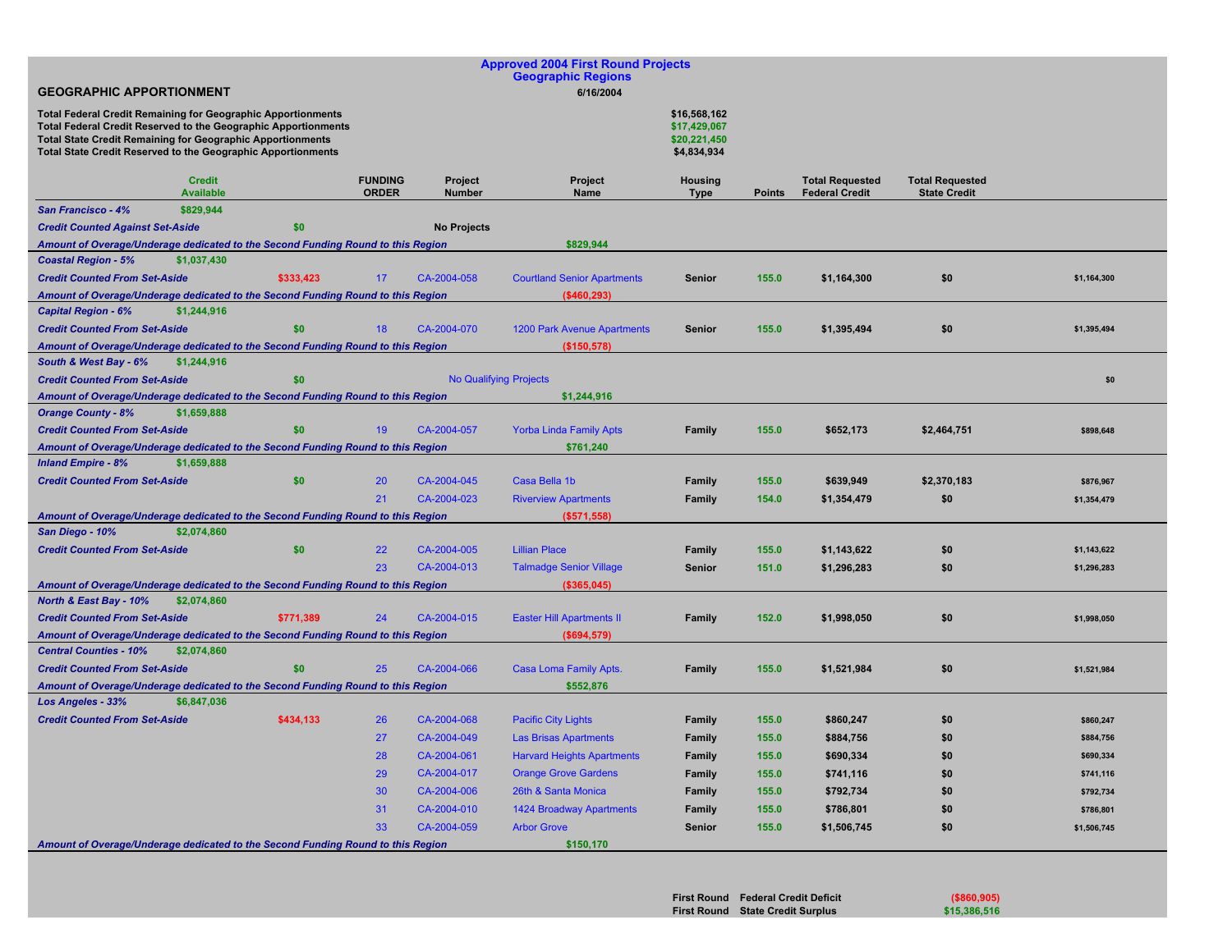**Approved 2004 First Round Projects**
**Geographic Regions**

## GEOGRAPHIC APPORTIONMENT

6/16/2004

| | |
|---|---|
| **Total Federal Credit Remaining for Geographic Apportionments** | $16,568,162 |
| **Total Federal Credit Reserved to the Geographic Apportionments** | $17,429,067 |
| **Total State Credit Remaining for Geographic Apportionment** | $20,221,450 |
| **Total State Credit Reserved to the Geographic Apportionments** | $4,834,934 |

| Region | Credit Available | | FUNDING ORDER | Project Number | Project Name | Housing Type | Points | Total Requested Federal Credit | Total Requested State Credit | |
|---|---|---|---|---|---|---|---|---|---|---|
| ***San Francisco - 4%*** | $829,944 | | | | | | | | | |
| ***Credit Counted Against Set-Aside*** | | $0 | | No Projects | | | | | | |
| ***Amount of Overage/Underage dedicated to the Second Funding Round to this Region*** | | | | | $829,944 | | | | | |
| ***Coastal Region - 5%*** | $1,037,430 | | | | | | | | | |
| ***Credit Counted From Set-Aside*** | | $333,423 | 17 | CA-2004-058 | Courtland Senior Apartments | Senior | 155.0 | $1,164,300 | $0 | $1,164,300 |
| ***Amount of Overage/Underage dedicated to the Second Funding Round to this Region*** | | | | | ($460,293) | | | | | |
| ***Capital Region - 6%*** | $1,244,916 | | | | | | | | | |
| ***Credit Counted From Set-Aside*** | | $0 | 18 | CA-2004-070 | 1200 Park Avenue Apartments | Senior | 155.0 | $1,395,494 | $0 | $1,395,494 |
| ***Amount of Overage/Underage dedicated to the Second Funding Round to this Region*** | | | | | ($150,578) | | | | | |
| ***South & West Bay - 6%*** | $1,244,916 | | | | | | | | | |
| ***Credit Counted From Set-Aside*** | | $0 | | No Qualifying Projects | | | | | | $0 |
| ***Amount of Overage/Underage dedicated to the Second Funding Round to this Region*** | | | | | $1,244,916 | | | | | |
| ***Orange County - 8%*** | $1,659,888 | | | | | | | | | |
| ***Credit Counted From Set-Aside*** | | $0 | 19 | CA-2004-057 | Yorba Linda Family Apts | Family | 155.0 | $652,173 | $2,464,751 | $898,648 |
| ***Amount of Overage/Underage dedicated to the Second Funding Round to this Region*** | | | | | $761,240 | | | | | |
| ***Inland Empire - 8%*** | $1,659,888 | | | | | | | | | |
| ***Credit Counted From Set-Aside*** | | $0 | 20 | CA-2004-045 | Casa Bella 1b | Family | 155.0 | $639,949 | $2,370,183 | $876,967 |
| | | | 21 | CA-2004-023 | Riverview Apartments | Family | 154.0 | $1,354,479 | $0 | $1,354,479 |
| ***Amount of Overage/Underage dedicated to the Second Funding Round to this Region*** | | | | | ($571,558) | | | | | |
| ***San Diego - 10%*** | $2,074,860 | | | | | | | | | |
| ***Credit Counted From Set-Aside*** | | $0 | 22 | CA-2004-005 | Lillian Place | Family | 155.0 | $1,143,622 | $0 | $1,143,622 |
| | | | 23 | CA-2004-013 | Talmadge Senior Village | Senior | 151.0 | $1,296,283 | $0 | $1,296,283 |
| ***Amount of Overage/Underage dedicated to the Second Funding Round to this Region*** | | | | | ($365,045) | | | | | |
| ***North & East Bay - 10%*** | $2,074,860 | | | | | | | | | |
| ***Credit Counted From Set-Aside*** | | $771,389 | 24 | CA-2004-015 | Easter Hill Apartments II | Family | 152.0 | $1,998,050 | $0 | $1,998,050 |
| ***Amount of Overage/Underage dedicated to the Second Funding Round to this Region*** | | | | | ($694,579) | | | | | |
| ***Central Counties - 10%*** | $2,074,860 | | | | | | | | | |
| ***Credit Counted From Set-Aside*** | | $0 | 25 | CA-2004-066 | Casa Loma Family Apts. | Family | 155.0 | $1,521,984 | $0 | $1,521,984 |
| ***Amount of Overage/Underage dedicated to the Second Funding Round to this Region*** | | | | | $552,876 | | | | | |
| ***Los Angeles - 33%*** | $6,847,036 | | | | | | | | | |
| ***Credit Counted From Set-Aside*** | | $434,133 | 26 | CA-2004-068 | Pacific City Lights | Family | 155.0 | $860,247 | $0 | $860,247 |
| | | | 27 | CA-2004-049 | Las Brisas Apartments | Family | 155.0 | $884,756 | $0 | $884,756 |
| | | | 28 | CA-2004-061 | Harvard Heights Apartments | Family | 155.0 | $690,334 | $0 | $690,334 |
| | | | 29 | CA-2004-017 | Orange Grove Gardens | Family | 155.0 | $741,116 | $0 | $741,116 |
| | | | 30 | CA-2004-006 | 26th & Santa Monica | Family | 155.0 | $792,734 | $0 | $792,734 |
| | | | 31 | CA-2004-010 | 1424 Broadway Apartments | Family | 155.0 | $786,801 | $0 | $786,801 |
| | | | 33 | CA-2004-059 | Arbor Grove | Senior | 155.0 | $1,506,745 | $0 | $1,506,745 |
| ***Amount of Overage/Underage dedicated to the Second Funding Round to this Region*** | | | | | $150,170 | | | | | |

| | | |
|---|---|---|
| **First Round** | **Federal Credit Deficit** | ($860,905) |
| **First Round** | **State Credit Surplus** | $15,386,516 |